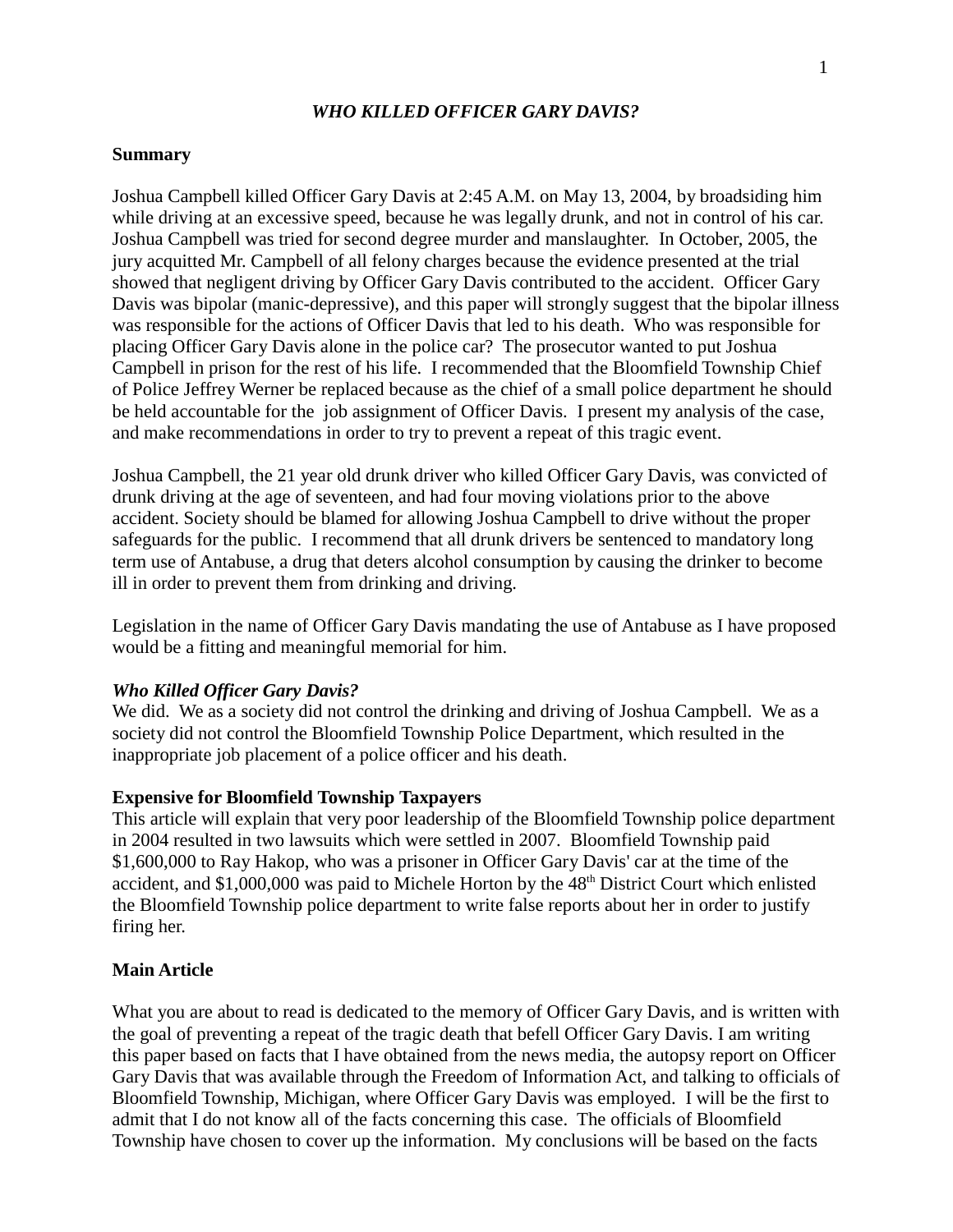# *WHO KILLED OFFICER GARY DAVIS?*

**Summary**

Joshua Campbell killed Officer Gary Davis at 2:45 A.M. on May 13, 2004, by broadsiding him while driving at an excessive speed, because he was legally drunk, and not in control of his car. Joshua Campbell was tried for second degree murder and manslaughter. In October, 2005, the jury acquitted Mr. Campbell of all felony charges because the evidence presented at the trial showed that negligent driving by Officer Gary Davis contributed to the accident. Officer Gary Davis was bipolar (manic-depressive), and this paper will strongly suggest that the bipolar illness was responsible for the actions of Officer Davis that led to his death. Who was responsible for placing Officer Gary Davis alone in the police car? The prosecutor wanted to put Joshua Campbell in prison for the rest of his life. I recommended that the Bloomfield Township Chief of Police Jeffrey Werner be replaced because as the chief of a small police department he should be held accountable for the job assignment of Officer Davis. I present my analysis of the case, and make recommendations in order to try to prevent a repeat of this tragic event.

Joshua Campbell, the 21 year old drunk driver who killed Officer Gary Davis, was convicted of drunk driving at the age of seventeen, and had four moving violations prior to the above accident. Society should be blamed for allowing Joshua Campbell to drive without the proper safeguards for the public. I recommend that all drunk drivers be sentenced to mandatory long term use of Antabuse, a drug that deters alcohol consumption by causing the drinker to become ill in order to prevent them from drinking and driving.

Legislation in the name of Officer Gary Davis mandating the use of Antabuse as I have proposed would be a fitting and meaningful memorial for him.

***Who Killed Officer Gary Davis?***

We did. We as a society did not control the drinking and driving of Joshua Campbell. We as a society did not control the Bloomfield Township Police Department, which resulted in the inappropriate job placement of a police officer and his death.

**Expensive for Bloomfield Township Taxpayers**

This article will explain that very poor leadership of the Bloomfield Township police department in 2004 resulted in two lawsuits which were settled in 2007. Bloomfield Township paid $1,600,000 to Ray Hakop, who was a prisoner in Officer Gary Davis' car at the time of the accident, and $1,000,000 was paid to Michele Horton by the 48th District Court which enlisted the Bloomfield Township police department to write false reports about her in order to justify firing her.

**Main Article**

What you are about to read is dedicated to the memory of Officer Gary Davis, and is written with the goal of preventing a repeat of the tragic death that befell Officer Gary Davis. I am writing this paper based on facts that I have obtained from the news media, the autopsy report on Officer Gary Davis that was available through the Freedom of Information Act, and talking to officials of Bloomfield Township, Michigan, where Officer Gary Davis was employed. I will be the first to admit that I do not know all of the facts concerning this case. The officials of Bloomfield Township have chosen to cover up the information. My conclusions will be based on the facts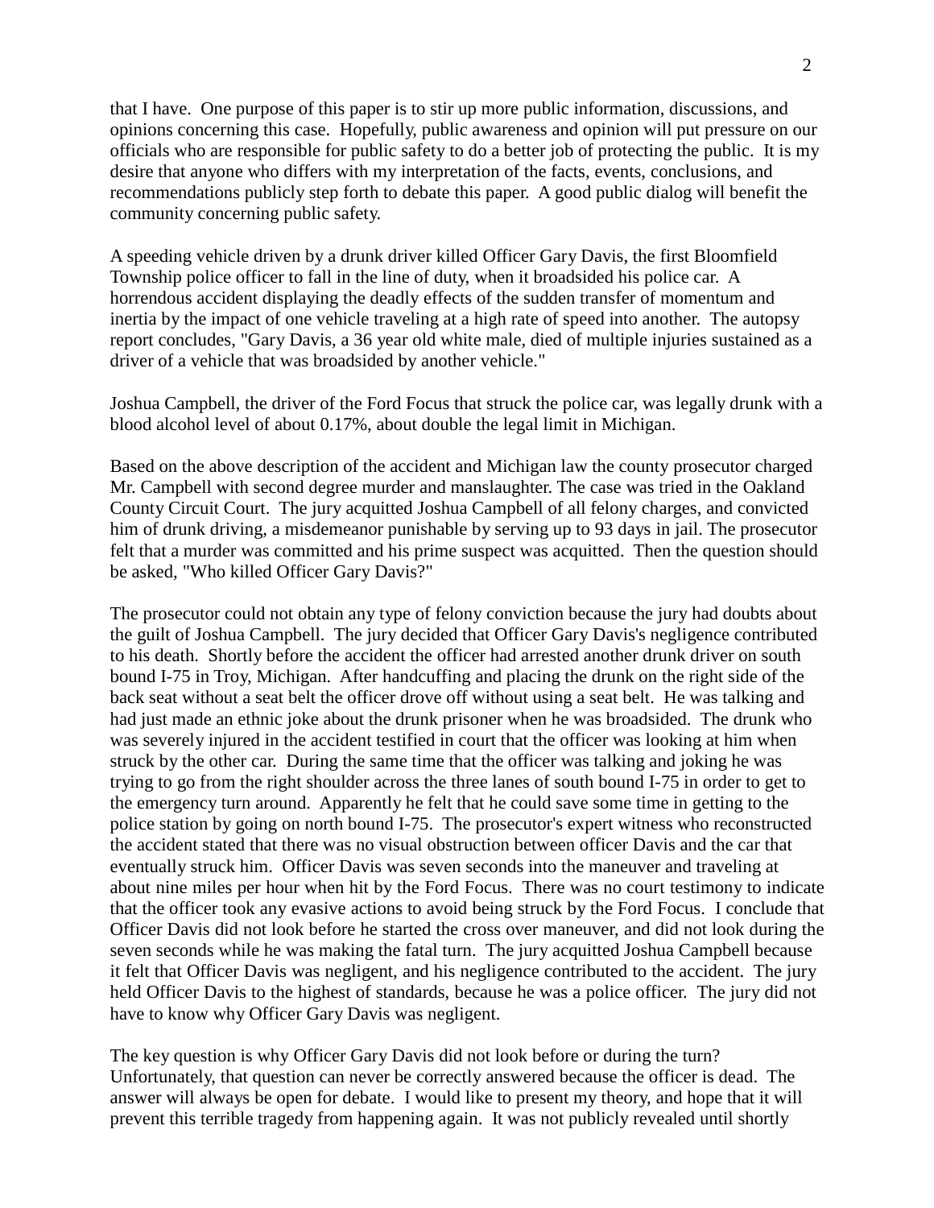that I have. One purpose of this paper is to stir up more public information, discussions, and opinions concerning this case. Hopefully, public awareness and opinion will put pressure on our officials who are responsible for public safety to do a better job of protecting the public. It is my desire that anyone who differs with my interpretation of the facts, events, conclusions, and recommendations publicly step forth to debate this paper. A good public dialog will benefit the community concerning public safety.

A speeding vehicle driven by a drunk driver killed Officer Gary Davis, the first Bloomfield Township police officer to fall in the line of duty, when it broadsided his police car. A horrendous accident displaying the deadly effects of the sudden transfer of momentum and inertia by the impact of one vehicle traveling at a high rate of speed into another. The autopsy report concludes, "Gary Davis, a 36 year old white male, died of multiple injuries sustained as a driver of a vehicle that was broadsided by another vehicle."

Joshua Campbell, the driver of the Ford Focus that struck the police car, was legally drunk with a blood alcohol level of about 0.17%, about double the legal limit in Michigan.

Based on the above description of the accident and Michigan law the county prosecutor charged Mr. Campbell with second degree murder and manslaughter. The case was tried in the Oakland County Circuit Court. The jury acquitted Joshua Campbell of all felony charges, and convicted him of drunk driving, a misdemeanor punishable by serving up to 93 days in jail. The prosecutor felt that a murder was committed and his prime suspect was acquitted. Then the question should be asked, "Who killed Officer Gary Davis?"

The prosecutor could not obtain any type of felony conviction because the jury had doubts about the guilt of Joshua Campbell. The jury decided that Officer Gary Davis's negligence contributed to his death. Shortly before the accident the officer had arrested another drunk driver on south bound I-75 in Troy, Michigan. After handcuffing and placing the drunk on the right side of the back seat without a seat belt the officer drove off without using a seat belt. He was talking and had just made an ethnic joke about the drunk prisoner when he was broadsided. The drunk who was severely injured in the accident testified in court that the officer was looking at him when struck by the other car. During the same time that the officer was talking and joking he was trying to go from the right shoulder across the three lanes of south bound I-75 in order to get to the emergency turn around. Apparently he felt that he could save some time in getting to the police station by going on north bound I-75. The prosecutor's expert witness who reconstructed the accident stated that there was no visual obstruction between officer Davis and the car that eventually struck him. Officer Davis was seven seconds into the maneuver and traveling at about nine miles per hour when hit by the Ford Focus. There was no court testimony to indicate that the officer took any evasive actions to avoid being struck by the Ford Focus. I conclude that Officer Davis did not look before he started the cross over maneuver, and did not look during the seven seconds while he was making the fatal turn. The jury acquitted Joshua Campbell because it felt that Officer Davis was negligent, and his negligence contributed to the accident. The jury held Officer Davis to the highest of standards, because he was a police officer. The jury did not have to know why Officer Gary Davis was negligent.

The key question is why Officer Gary Davis did not look before or during the turn? Unfortunately, that question can never be correctly answered because the officer is dead. The answer will always be open for debate. I would like to present my theory, and hope that it will prevent this terrible tragedy from happening again. It was not publicly revealed until shortly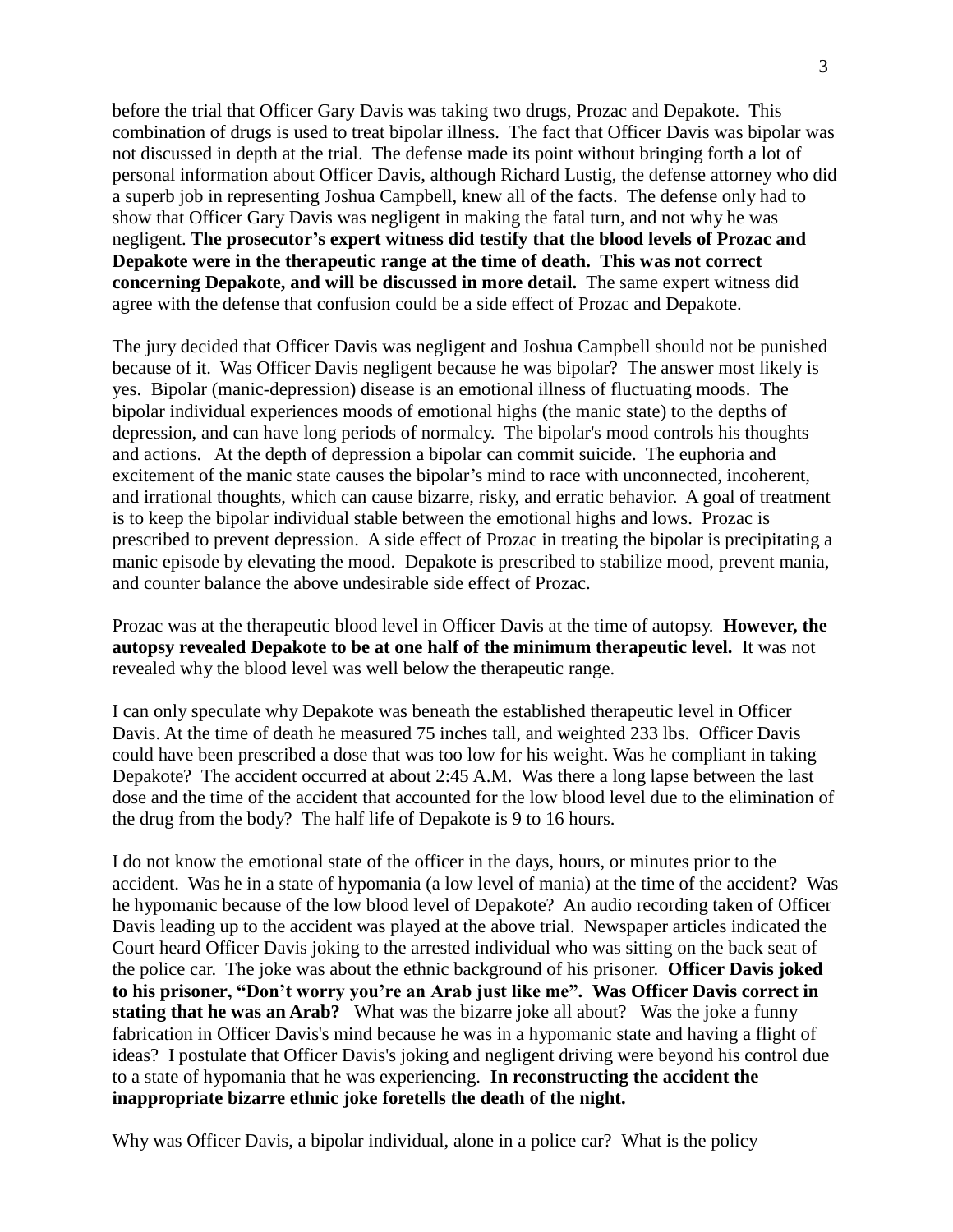before the trial that Officer Gary Davis was taking two drugs, Prozac and Depakote. This combination of drugs is used to treat bipolar illness. The fact that Officer Davis was bipolar was not discussed in depth at the trial. The defense made its point without bringing forth a lot of personal information about Officer Davis, although Richard Lustig, the defense attorney who did a superb job in representing Joshua Campbell, knew all of the facts. The defense only had to show that Officer Gary Davis was negligent in making the fatal turn, and not why he was negligent. **The prosecutor's expert witness did testify that the blood levels of Prozac and Depakote were in the therapeutic range at the time of death. This was not correct concerning Depakote, and will be discussed in more detail.** The same expert witness did agree with the defense that confusion could be a side effect of Prozac and Depakote.

The jury decided that Officer Davis was negligent and Joshua Campbell should not be punished because of it. Was Officer Davis negligent because he was bipolar? The answer most likely is yes. Bipolar (manic-depression) disease is an emotional illness of fluctuating moods. The bipolar individual experiences moods of emotional highs (the manic state) to the depths of depression, and can have long periods of normalcy. The bipolar's mood controls his thoughts and actions. At the depth of depression a bipolar can commit suicide. The euphoria and excitement of the manic state causes the bipolar's mind to race with unconnected, incoherent, and irrational thoughts, which can cause bizarre, risky, and erratic behavior. A goal of treatment is to keep the bipolar individual stable between the emotional highs and lows. Prozac is prescribed to prevent depression. A side effect of Prozac in treating the bipolar is precipitating a manic episode by elevating the mood. Depakote is prescribed to stabilize mood, prevent mania, and counter balance the above undesirable side effect of Prozac.

Prozac was at the therapeutic blood level in Officer Davis at the time of autopsy. **However, the autopsy revealed Depakote to be at one half of the minimum therapeutic level.** It was not revealed why the blood level was well below the therapeutic range.

I can only speculate why Depakote was beneath the established therapeutic level in Officer Davis. At the time of death he measured 75 inches tall, and weighted 233 lbs. Officer Davis could have been prescribed a dose that was too low for his weight. Was he compliant in taking Depakote? The accident occurred at about 2:45 A.M. Was there a long lapse between the last dose and the time of the accident that accounted for the low blood level due to the elimination of the drug from the body? The half life of Depakote is 9 to 16 hours.

I do not know the emotional state of the officer in the days, hours, or minutes prior to the accident. Was he in a state of hypomania (a low level of mania) at the time of the accident? Was he hypomanic because of the low blood level of Depakote? An audio recording taken of Officer Davis leading up to the accident was played at the above trial. Newspaper articles indicated the Court heard Officer Davis joking to the arrested individual who was sitting on the back seat of the police car. The joke was about the ethnic background of his prisoner. **Officer Davis joked to his prisoner, "Don't worry you're an Arab just like me". Was Officer Davis correct in stating that he was an Arab?** What was the bizarre joke all about? Was the joke a funny fabrication in Officer Davis's mind because he was in a hypomanic state and having a flight of ideas? I postulate that Officer Davis's joking and negligent driving were beyond his control due to a state of hypomania that he was experiencing. **In reconstructing the accident the inappropriate bizarre ethnic joke foretells the death of the night.**

Why was Officer Davis, a bipolar individual, alone in a police car? What is the policy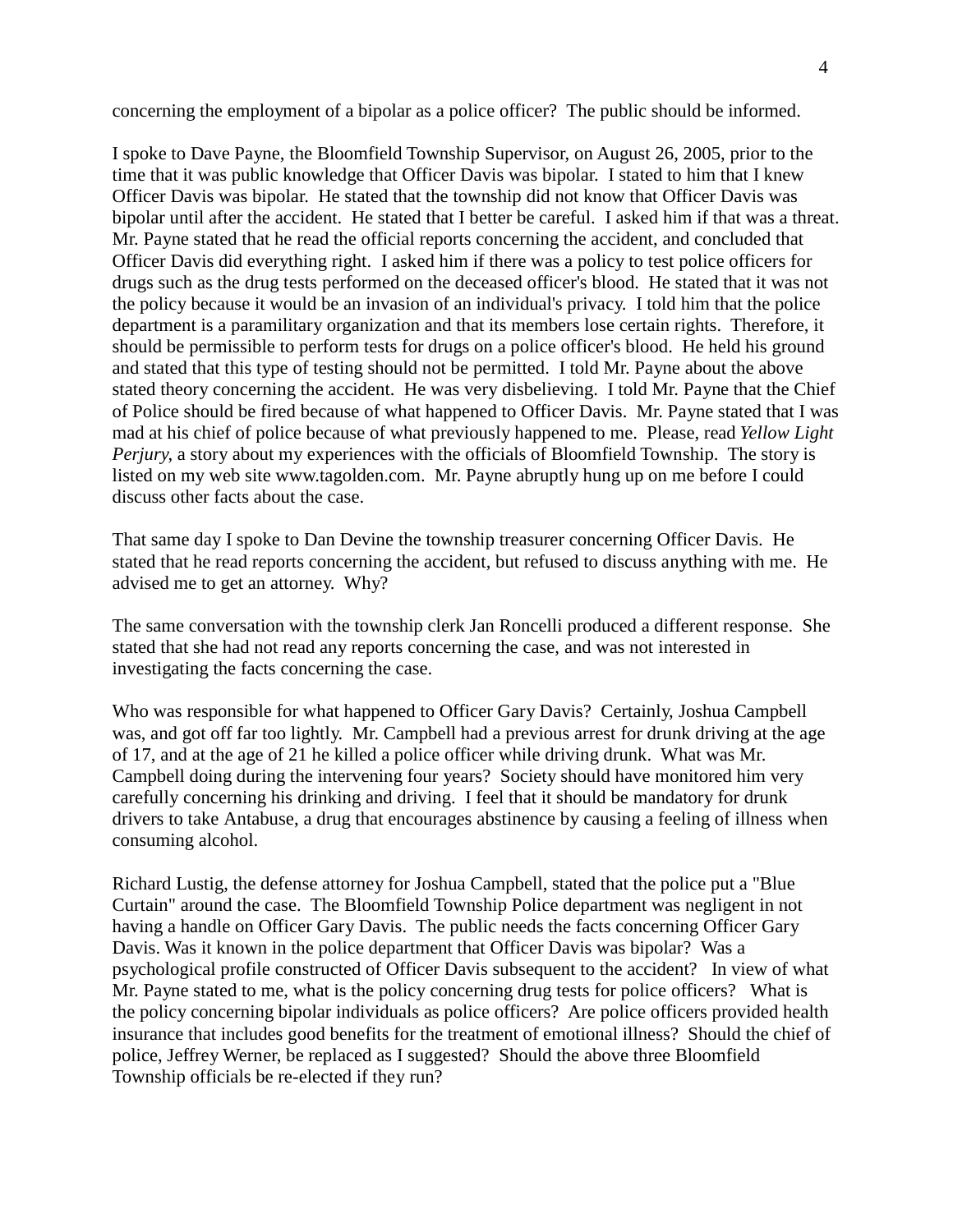concerning the employment of a bipolar as a police officer? The public should be informed.

I spoke to Dave Payne, the Bloomfield Township Supervisor, on August 26, 2005, prior to the time that it was public knowledge that Officer Davis was bipolar. I stated to him that I knew Officer Davis was bipolar. He stated that the township did not know that Officer Davis was bipolar until after the accident. He stated that I better be careful. I asked him if that was a threat. Mr. Payne stated that he read the official reports concerning the accident, and concluded that Officer Davis did everything right. I asked him if there was a policy to test police officers for drugs such as the drug tests performed on the deceased officer's blood. He stated that it was not the policy because it would be an invasion of an individual's privacy. I told him that the police department is a paramilitary organization and that its members lose certain rights. Therefore, it should be permissible to perform tests for drugs on a police officer's blood. He held his ground and stated that this type of testing should not be permitted. I told Mr. Payne about the above stated theory concerning the accident. He was very disbelieving. I told Mr. Payne that the Chief of Police should be fired because of what happened to Officer Davis. Mr. Payne stated that I was mad at his chief of police because of what previously happened to me. Please, read *Yellow Light Perjury*, a story about my experiences with the officials of Bloomfield Township. The story is listed on my web site www.tagolden.com. Mr. Payne abruptly hung up on me before I could discuss other facts about the case.

That same day I spoke to Dan Devine the township treasurer concerning Officer Davis. He stated that he read reports concerning the accident, but refused to discuss anything with me. He advised me to get an attorney. Why?

The same conversation with the township clerk Jan Roncelli produced a different response. She stated that she had not read any reports concerning the case, and was not interested in investigating the facts concerning the case.

Who was responsible for what happened to Officer Gary Davis? Certainly, Joshua Campbell was, and got off far too lightly. Mr. Campbell had a previous arrest for drunk driving at the age of 17, and at the age of 21 he killed a police officer while driving drunk. What was Mr. Campbell doing during the intervening four years? Society should have monitored him very carefully concerning his drinking and driving. I feel that it should be mandatory for drunk drivers to take Antabuse, a drug that encourages abstinence by causing a feeling of illness when consuming alcohol.

Richard Lustig, the defense attorney for Joshua Campbell, stated that the police put a "Blue Curtain" around the case. The Bloomfield Township Police department was negligent in not having a handle on Officer Gary Davis. The public needs the facts concerning Officer Gary Davis. Was it known in the police department that Officer Davis was bipolar? Was a psychological profile constructed of Officer Davis subsequent to the accident? In view of what Mr. Payne stated to me, what is the policy concerning drug tests for police officers? What is the policy concerning bipolar individuals as police officers? Are police officers provided health insurance that includes good benefits for the treatment of emotional illness? Should the chief of police, Jeffrey Werner, be replaced as I suggested? Should the above three Bloomfield Township officials be re-elected if they run?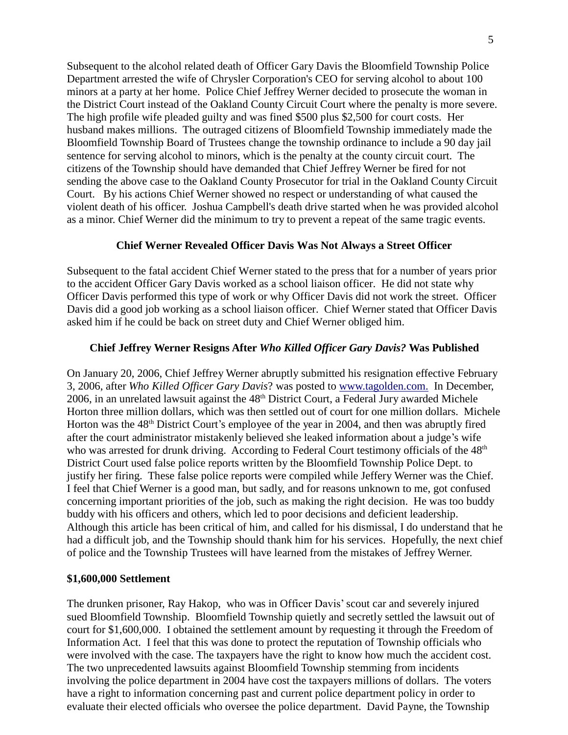Subsequent to the alcohol related death of Officer Gary Davis the Bloomfield Township Police Department arrested the wife of Chrysler Corporation's CEO for serving alcohol to about 100 minors at a party at her home. Police Chief Jeffrey Werner decided to prosecute the woman in the District Court instead of the Oakland County Circuit Court where the penalty is more severe. The high profile wife pleaded guilty and was fined $500 plus $2,500 for court costs. Her husband makes millions. The outraged citizens of Bloomfield Township immediately made the Bloomfield Township Board of Trustees change the township ordinance to include a 90 day jail sentence for serving alcohol to minors, which is the penalty at the county circuit court. The citizens of the Township should have demanded that Chief Jeffrey Werner be fired for not sending the above case to the Oakland County Prosecutor for trial in the Oakland County Circuit Court. By his actions Chief Werner showed no respect or understanding of what caused the violent death of his officer. Joshua Campbell's death drive started when he was provided alcohol as a minor. Chief Werner did the minimum to try to prevent a repeat of the same tragic events.

### Chief Werner Revealed Officer Davis Was Not Always a Street Officer

Subsequent to the fatal accident Chief Werner stated to the press that for a number of years prior to the accident Officer Gary Davis worked as a school liaison officer. He did not state why Officer Davis performed this type of work or why Officer Davis did not work the street. Officer Davis did a good job working as a school liaison officer. Chief Werner stated that Officer Davis asked him if he could be back on street duty and Chief Werner obliged him.

### Chief Jeffrey Werner Resigns After *Who Killed Officer Gary Davis?* Was Published

On January 20, 2006, Chief Jeffrey Werner abruptly submitted his resignation effective February 3, 2006, after *Who Killed Officer Gary Davis*? was posted to www.tagolden.com. In December, 2006, in an unrelated lawsuit against the 48th District Court, a Federal Jury awarded Michele Horton three million dollars, which was then settled out of court for one million dollars. Michele Horton was the 48th District Court's employee of the year in 2004, and then was abruptly fired after the court administrator mistakenly believed she leaked information about a judge's wife who was arrested for drunk driving. According to Federal Court testimony officials of the 48th District Court used false police reports written by the Bloomfield Township Police Dept. to justify her firing. These false police reports were compiled while Jeffery Werner was the Chief. I feel that Chief Werner is a good man, but sadly, and for reasons unknown to me, got confused concerning important priorities of the job, such as making the right decision. He was too buddy buddy with his officers and others, which led to poor decisions and deficient leadership. Although this article has been critical of him, and called for his dismissal, I do understand that he had a difficult job, and the Township should thank him for his services. Hopefully, the next chief of police and the Township Trustees will have learned from the mistakes of Jeffrey Werner.

**$1,600,000 Settlement**

The drunken prisoner, Ray Hakop, who was in Officer Davis' scout car and severely injured sued Bloomfield Township. Bloomfield Township quietly and secretly settled the lawsuit out of court for $1,600,000. I obtained the settlement amount by requesting it through the Freedom of Information Act. I feel that this was done to protect the reputation of Township officials who were involved with the case. The taxpayers have the right to know how much the accident cost. The two unprecedented lawsuits against Bloomfield Township stemming from incidents involving the police department in 2004 have cost the taxpayers millions of dollars. The voters have a right to information concerning past and current police department policy in order to evaluate their elected officials who oversee the police department. David Payne, the Township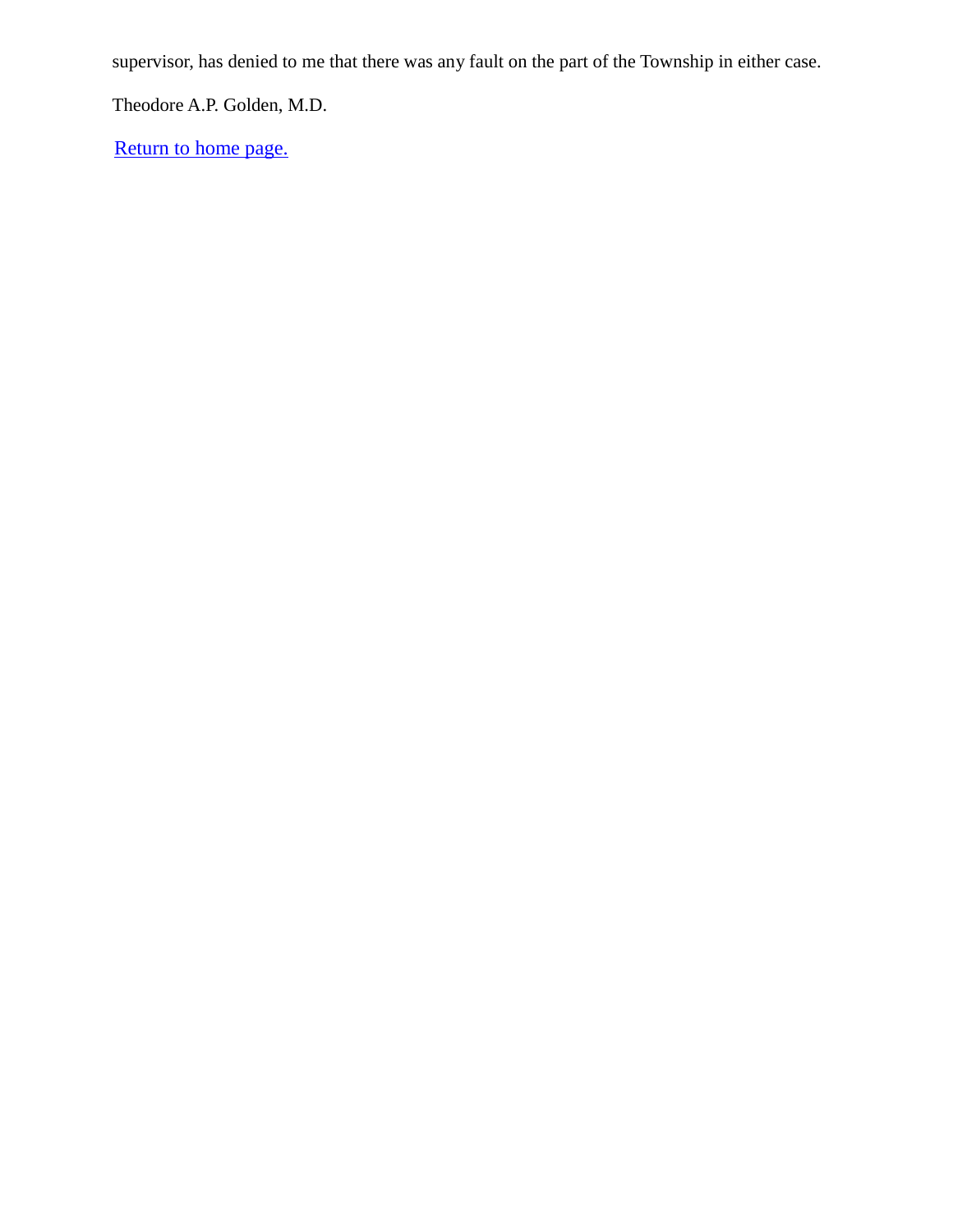supervisor, has denied to me that there was any fault on the part of the Township in either case.

Theodore A.P. Golden, M.D.

Return to home page.